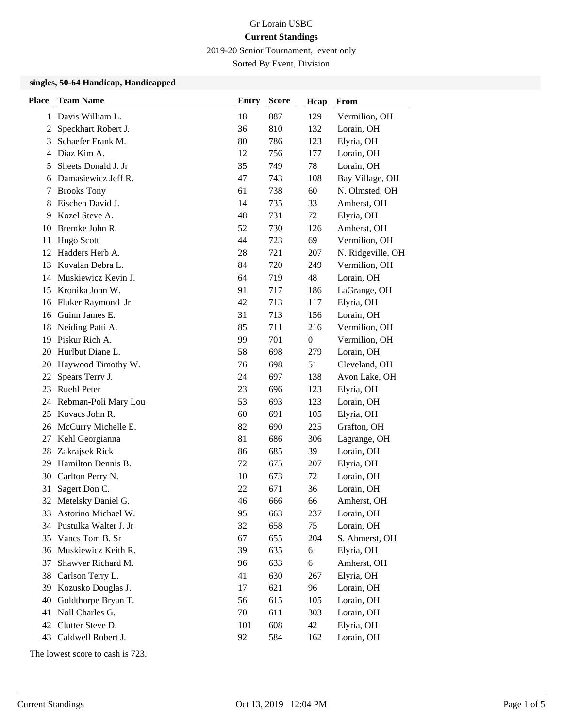# Gr Lorain USBC

**Current Standings**

2019-20 Senior Tournament, event only

Sorted By Event, Division

### singles, 50-64 Handicap, Handicapped

| Place | Team Name | Entry | Score | Hcap | From |
|---|---|---|---|---|---|
| 1 | Davis William L. | 18 | 887 | 129 | Vermilion, OH |
| 2 | Speckhart Robert J. | 36 | 810 | 132 | Lorain, OH |
| 3 | Schaefer Frank M. | 80 | 786 | 123 | Elyria, OH |
| 4 | Diaz Kim A. | 12 | 756 | 177 | Lorain, OH |
| 5 | Sheets Donald J. Jr | 35 | 749 | 78 | Lorain, OH |
| 6 | Damasiewicz Jeff R. | 47 | 743 | 108 | Bay Village, OH |
| 7 | Brooks Tony | 61 | 738 | 60 | N. Olmsted, OH |
| 8 | Eischen David J. | 14 | 735 | 33 | Amherst, OH |
| 9 | Kozel Steve A. | 48 | 731 | 72 | Elyria, OH |
| 10 | Bremke John R. | 52 | 730 | 126 | Amherst, OH |
| 11 | Hugo Scott | 44 | 723 | 69 | Vermilion, OH |
| 12 | Hadders Herb A. | 28 | 721 | 207 | N. Ridgeville, OH |
| 13 | Kovalan Debra L. | 84 | 720 | 249 | Vermilion, OH |
| 14 | Muskiewicz Kevin J. | 64 | 719 | 48 | Lorain, OH |
| 15 | Kronika John W. | 91 | 717 | 186 | LaGrange, OH |
| 16 | Fluker Raymond Jr | 42 | 713 | 117 | Elyria, OH |
| 16 | Guinn James E. | 31 | 713 | 156 | Lorain, OH |
| 18 | Neiding Patti A. | 85 | 711 | 216 | Vermilion, OH |
| 19 | Piskur Rich A. | 99 | 701 | 0 | Vermilion, OH |
| 20 | Hurlbut Diane L. | 58 | 698 | 279 | Lorain, OH |
| 20 | Haywood Timothy W. | 76 | 698 | 51 | Cleveland, OH |
| 22 | Spears Terry J. | 24 | 697 | 138 | Avon Lake, OH |
| 23 | Ruehl Peter | 23 | 696 | 123 | Elyria, OH |
| 24 | Rebman-Poli Mary Lou | 53 | 693 | 123 | Lorain, OH |
| 25 | Kovacs John R. | 60 | 691 | 105 | Elyria, OH |
| 26 | McCurry Michelle E. | 82 | 690 | 225 | Grafton, OH |
| 27 | Kehl Georgianna | 81 | 686 | 306 | Lagrange, OH |
| 28 | Zakrajsek Rick | 86 | 685 | 39 | Lorain, OH |
| 29 | Hamilton Dennis B. | 72 | 675 | 207 | Elyria, OH |
| 30 | Carlton Perry N. | 10 | 673 | 72 | Lorain, OH |
| 31 | Sagert Don C. | 22 | 671 | 36 | Lorain, OH |
| 32 | Metelsky Daniel G. | 46 | 666 | 66 | Amherst, OH |
| 33 | Astorino Michael W. | 95 | 663 | 237 | Lorain, OH |
| 34 | Pustulka Walter J. Jr | 32 | 658 | 75 | Lorain, OH |
| 35 | Vancs Tom B. Sr | 67 | 655 | 204 | S. Ahmerst, OH |
| 36 | Muskiewicz Keith R. | 39 | 635 | 6 | Elyria, OH |
| 37 | Shawver Richard M. | 96 | 633 | 6 | Amherst, OH |
| 38 | Carlson Terry L. | 41 | 630 | 267 | Elyria, OH |
| 39 | Kozusko Douglas J. | 17 | 621 | 96 | Lorain, OH |
| 40 | Goldthorpe Bryan T. | 56 | 615 | 105 | Lorain, OH |
| 41 | Noll Charles G. | 70 | 611 | 303 | Lorain, OH |
| 42 | Clutter Steve D. | 101 | 608 | 42 | Elyria, OH |
| 43 | Caldwell Robert J. | 92 | 584 | 162 | Lorain, OH |

The lowest score to cash is 723.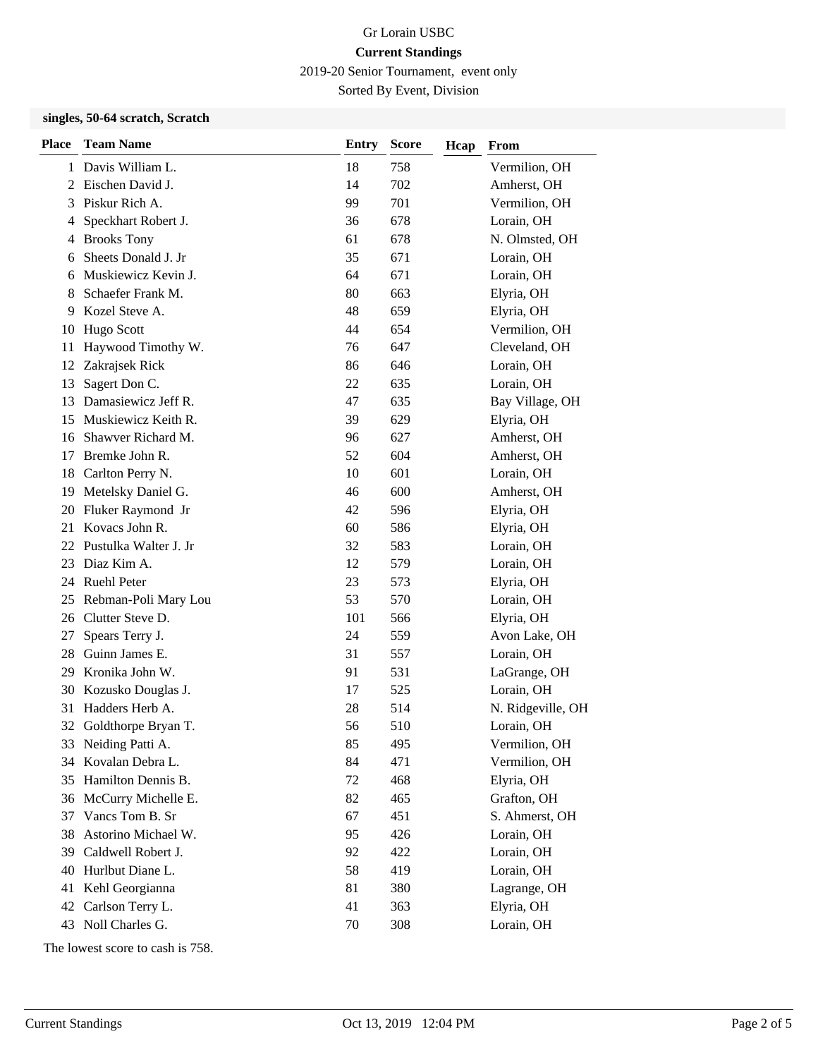Gr Lorain USBC

**Current Standings**

2019-20 Senior Tournament, event only

Sorted By Event, Division

### singles, 50-64 scratch, Scratch

| Place | Team Name | Entry | Score | Hcap | From |
|---|---|---|---|---|---|
| 1 | Davis William L. | 18 | 758 | | Vermilion, OH |
| 2 | Eischen David J. | 14 | 702 | | Amherst, OH |
| 3 | Piskur Rich A. | 99 | 701 | | Vermilion, OH |
| 4 | Speckhart Robert J. | 36 | 678 | | Lorain, OH |
| 4 | Brooks Tony | 61 | 678 | | N. Olmsted, OH |
| 6 | Sheets Donald J. Jr | 35 | 671 | | Lorain, OH |
| 6 | Muskiewicz Kevin J. | 64 | 671 | | Lorain, OH |
| 8 | Schaefer Frank M. | 80 | 663 | | Elyria, OH |
| 9 | Kozel Steve A. | 48 | 659 | | Elyria, OH |
| 10 | Hugo Scott | 44 | 654 | | Vermilion, OH |
| 11 | Haywood Timothy W. | 76 | 647 | | Cleveland, OH |
| 12 | Zakrajsek Rick | 86 | 646 | | Lorain, OH |
| 13 | Sagert Don C. | 22 | 635 | | Lorain, OH |
| 13 | Damasiewicz Jeff R. | 47 | 635 | | Bay Village, OH |
| 15 | Muskiewicz Keith R. | 39 | 629 | | Elyria, OH |
| 16 | Shawver Richard M. | 96 | 627 | | Amherst, OH |
| 17 | Bremke John R. | 52 | 604 | | Amherst, OH |
| 18 | Carlton Perry N. | 10 | 601 | | Lorain, OH |
| 19 | Metelsky Daniel G. | 46 | 600 | | Amherst, OH |
| 20 | Fluker Raymond Jr | 42 | 596 | | Elyria, OH |
| 21 | Kovacs John R. | 60 | 586 | | Elyria, OH |
| 22 | Pustulka Walter J. Jr | 32 | 583 | | Lorain, OH |
| 23 | Diaz Kim A. | 12 | 579 | | Lorain, OH |
| 24 | Ruehl Peter | 23 | 573 | | Elyria, OH |
| 25 | Rebman-Poli Mary Lou | 53 | 570 | | Lorain, OH |
| 26 | Clutter Steve D. | 101 | 566 | | Elyria, OH |
| 27 | Spears Terry J. | 24 | 559 | | Avon Lake, OH |
| 28 | Guinn James E. | 31 | 557 | | Lorain, OH |
| 29 | Kronika John W. | 91 | 531 | | LaGrange, OH |
| 30 | Kozusko Douglas J. | 17 | 525 | | Lorain, OH |
| 31 | Hadders Herb A. | 28 | 514 | | N. Ridgeville, OH |
| 32 | Goldthorpe Bryan T. | 56 | 510 | | Lorain, OH |
| 33 | Neiding Patti A. | 85 | 495 | | Vermilion, OH |
| 34 | Kovalan Debra L. | 84 | 471 | | Vermilion, OH |
| 35 | Hamilton Dennis B. | 72 | 468 | | Elyria, OH |
| 36 | McCurry Michelle E. | 82 | 465 | | Grafton, OH |
| 37 | Vancs Tom B. Sr | 67 | 451 | | S. Ahmerst, OH |
| 38 | Astorino Michael W. | 95 | 426 | | Lorain, OH |
| 39 | Caldwell Robert J. | 92 | 422 | | Lorain, OH |
| 40 | Hurlbut Diane L. | 58 | 419 | | Lorain, OH |
| 41 | Kehl Georgianna | 81 | 380 | | Lagrange, OH |
| 42 | Carlson Terry L. | 41 | 363 | | Elyria, OH |
| 43 | Noll Charles G. | 70 | 308 | | Lorain, OH |

The lowest score to cash is 758.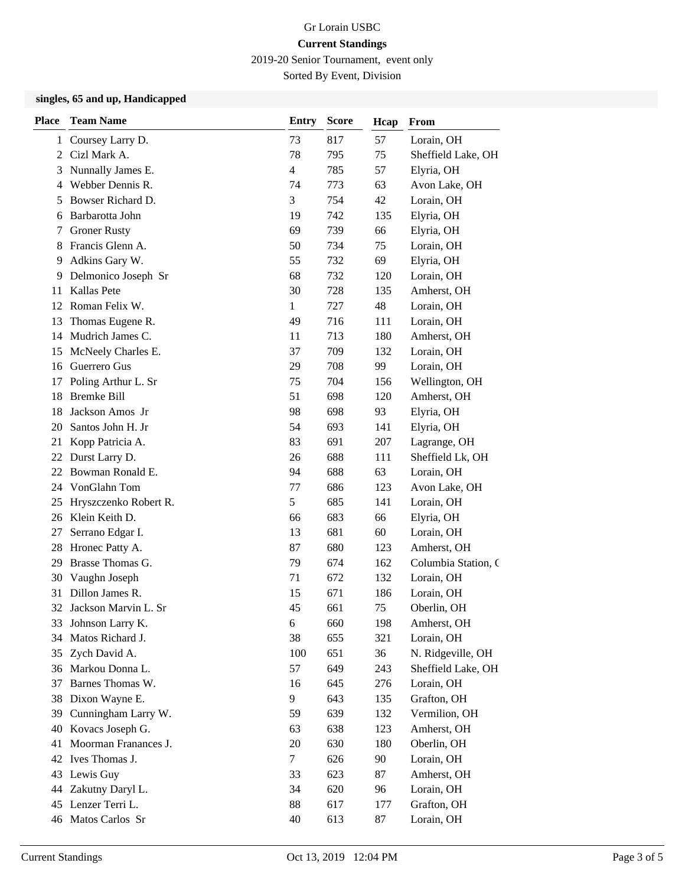Gr Lorain USBC

**Current Standings**

2019-20 Senior Tournament, event only

Sorted By Event, Division

### singles, 65 and up, Handicapped

| Place | Team Name | Entry | Score | Hcap | From |
|---|---|---|---|---|---|
| 1 | Coursey Larry D. | 73 | 817 | 57 | Lorain, OH |
| 2 | Cizl Mark A. | 78 | 795 | 75 | Sheffield Lake, OH |
| 3 | Nunnally James E. | 4 | 785 | 57 | Elyria, OH |
| 4 | Webber Dennis R. | 74 | 773 | 63 | Avon Lake, OH |
| 5 | Bowser Richard D. | 3 | 754 | 42 | Lorain, OH |
| 6 | Barbarotta John | 19 | 742 | 135 | Elyria, OH |
| 7 | Groner Rusty | 69 | 739 | 66 | Elyria, OH |
| 8 | Francis Glenn A. | 50 | 734 | 75 | Lorain, OH |
| 9 | Adkins Gary W. | 55 | 732 | 69 | Elyria, OH |
| 9 | Delmonico Joseph Sr | 68 | 732 | 120 | Lorain, OH |
| 11 | Kallas Pete | 30 | 728 | 135 | Amherst, OH |
| 12 | Roman Felix W. | 1 | 727 | 48 | Lorain, OH |
| 13 | Thomas Eugene R. | 49 | 716 | 111 | Lorain, OH |
| 14 | Mudrich James C. | 11 | 713 | 180 | Amherst, OH |
| 15 | McNeely Charles E. | 37 | 709 | 132 | Lorain, OH |
| 16 | Guerrero Gus | 29 | 708 | 99 | Lorain, OH |
| 17 | Poling Arthur L. Sr | 75 | 704 | 156 | Wellington, OH |
| 18 | Bremke Bill | 51 | 698 | 120 | Amherst, OH |
| 18 | Jackson Amos Jr | 98 | 698 | 93 | Elyria, OH |
| 20 | Santos John H. Jr | 54 | 693 | 141 | Elyria, OH |
| 21 | Kopp Patricia A. | 83 | 691 | 207 | Lagrange, OH |
| 22 | Durst Larry D. | 26 | 688 | 111 | Sheffield Lk, OH |
| 22 | Bowman Ronald E. | 94 | 688 | 63 | Lorain, OH |
| 24 | VonGlahn Tom | 77 | 686 | 123 | Avon Lake, OH |
| 25 | Hryszczenko Robert R. | 5 | 685 | 141 | Lorain, OH |
| 26 | Klein Keith D. | 66 | 683 | 66 | Elyria, OH |
| 27 | Serrano Edgar I. | 13 | 681 | 60 | Lorain, OH |
| 28 | Hronec Patty A. | 87 | 680 | 123 | Amherst, OH |
| 29 | Brasse Thomas G. | 79 | 674 | 162 | Columbia Station, ( |
| 30 | Vaughn Joseph | 71 | 672 | 132 | Lorain, OH |
| 31 | Dillon James R. | 15 | 671 | 186 | Lorain, OH |
| 32 | Jackson Marvin L. Sr | 45 | 661 | 75 | Oberlin, OH |
| 33 | Johnson Larry K. | 6 | 660 | 198 | Amherst, OH |
| 34 | Matos Richard J. | 38 | 655 | 321 | Lorain, OH |
| 35 | Zych David A. | 100 | 651 | 36 | N. Ridgeville, OH |
| 36 | Markou Donna L. | 57 | 649 | 243 | Sheffield Lake, OH |
| 37 | Barnes Thomas W. | 16 | 645 | 276 | Lorain, OH |
| 38 | Dixon Wayne E. | 9 | 643 | 135 | Grafton, OH |
| 39 | Cunningham Larry W. | 59 | 639 | 132 | Vermilion, OH |
| 40 | Kovacs Joseph G. | 63 | 638 | 123 | Amherst, OH |
| 41 | Moorman Frananes J. | 20 | 630 | 180 | Oberlin, OH |
| 42 | Ives Thomas J. | 7 | 626 | 90 | Lorain, OH |
| 43 | Lewis Guy | 33 | 623 | 87 | Amherst, OH |
| 44 | Zakutny Daryl L. | 34 | 620 | 96 | Lorain, OH |
| 45 | Lenzer Terri L. | 88 | 617 | 177 | Grafton, OH |
| 46 | Matos Carlos Sr | 40 | 613 | 87 | Lorain, OH |

Current Standings Oct 13, 2019 12:04 PM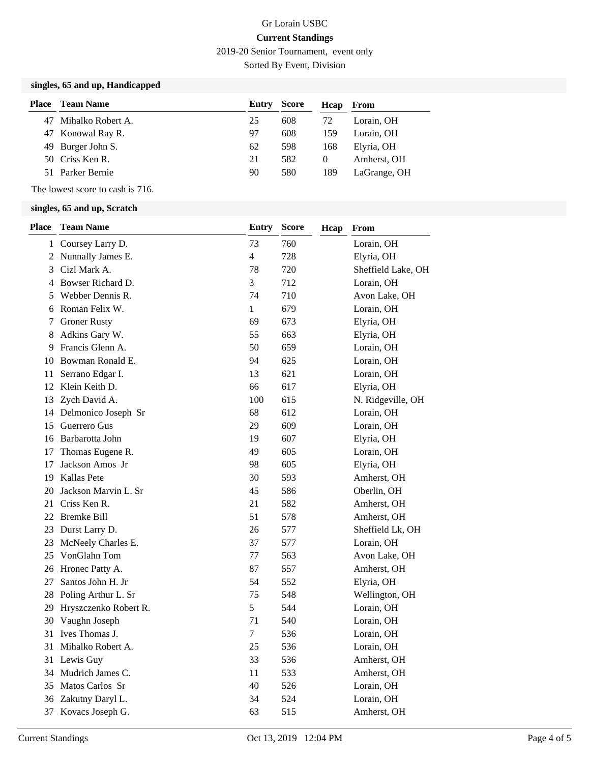Gr Lorain USBC

**Current Standings**

2019-20 Senior Tournament, event only

Sorted By Event, Division

### singles, 65 and up, Handicapped

| Place | Team Name | Entry | Score | Hcap | From |
|---|---|---|---|---|---|
| 47 | Mihalko Robert A. | 25 | 608 | 72 | Lorain, OH |
| 47 | Konowal Ray R. | 97 | 608 | 159 | Lorain, OH |
| 49 | Burger John S. | 62 | 598 | 168 | Elyria, OH |
| 50 | Criss Ken R. | 21 | 582 | 0 | Amherst, OH |
| 51 | Parker Bernie | 90 | 580 | 189 | LaGrange, OH |

The lowest score to cash is 716.

### singles, 65 and up, Scratch

| Place | Team Name | Entry | Score | Hcap | From |
|---|---|---|---|---|---|
| 1 | Coursey Larry D. | 73 | 760 | | Lorain, OH |
| 2 | Nunnally James E. | 4 | 728 | | Elyria, OH |
| 3 | Cizl Mark A. | 78 | 720 | | Sheffield Lake, OH |
| 4 | Bowser Richard D. | 3 | 712 | | Lorain, OH |
| 5 | Webber Dennis R. | 74 | 710 | | Avon Lake, OH |
| 6 | Roman Felix W. | 1 | 679 | | Lorain, OH |
| 7 | Groner Rusty | 69 | 673 | | Elyria, OH |
| 8 | Adkins Gary W. | 55 | 663 | | Elyria, OH |
| 9 | Francis Glenn A. | 50 | 659 | | Lorain, OH |
| 10 | Bowman Ronald E. | 94 | 625 | | Lorain, OH |
| 11 | Serrano Edgar I. | 13 | 621 | | Lorain, OH |
| 12 | Klein Keith D. | 66 | 617 | | Elyria, OH |
| 13 | Zych David A. | 100 | 615 | | N. Ridgeville, OH |
| 14 | Delmonico Joseph Sr | 68 | 612 | | Lorain, OH |
| 15 | Guerrero Gus | 29 | 609 | | Lorain, OH |
| 16 | Barbarotta John | 19 | 607 | | Elyria, OH |
| 17 | Thomas Eugene R. | 49 | 605 | | Lorain, OH |
| 17 | Jackson Amos Jr | 98 | 605 | | Elyria, OH |
| 19 | Kallas Pete | 30 | 593 | | Amherst, OH |
| 20 | Jackson Marvin L. Sr | 45 | 586 | | Oberlin, OH |
| 21 | Criss Ken R. | 21 | 582 | | Amherst, OH |
| 22 | Bremke Bill | 51 | 578 | | Amherst, OH |
| 23 | Durst Larry D. | 26 | 577 | | Sheffield Lk, OH |
| 23 | McNeely Charles E. | 37 | 577 | | Lorain, OH |
| 25 | VonGlahn Tom | 77 | 563 | | Avon Lake, OH |
| 26 | Hronec Patty A. | 87 | 557 | | Amherst, OH |
| 27 | Santos John H. Jr | 54 | 552 | | Elyria, OH |
| 28 | Poling Arthur L. Sr | 75 | 548 | | Wellington, OH |
| 29 | Hryszczenko Robert R. | 5 | 544 | | Lorain, OH |
| 30 | Vaughn Joseph | 71 | 540 | | Lorain, OH |
| 31 | Ives Thomas J. | 7 | 536 | | Lorain, OH |
| 31 | Mihalko Robert A. | 25 | 536 | | Lorain, OH |
| 31 | Lewis Guy | 33 | 536 | | Amherst, OH |
| 34 | Mudrich James C. | 11 | 533 | | Amherst, OH |
| 35 | Matos Carlos Sr | 40 | 526 | | Lorain, OH |
| 36 | Zakutny Daryl L. | 34 | 524 | | Lorain, OH |
| 37 | Kovacs Joseph G. | 63 | 515 | | Amherst, OH |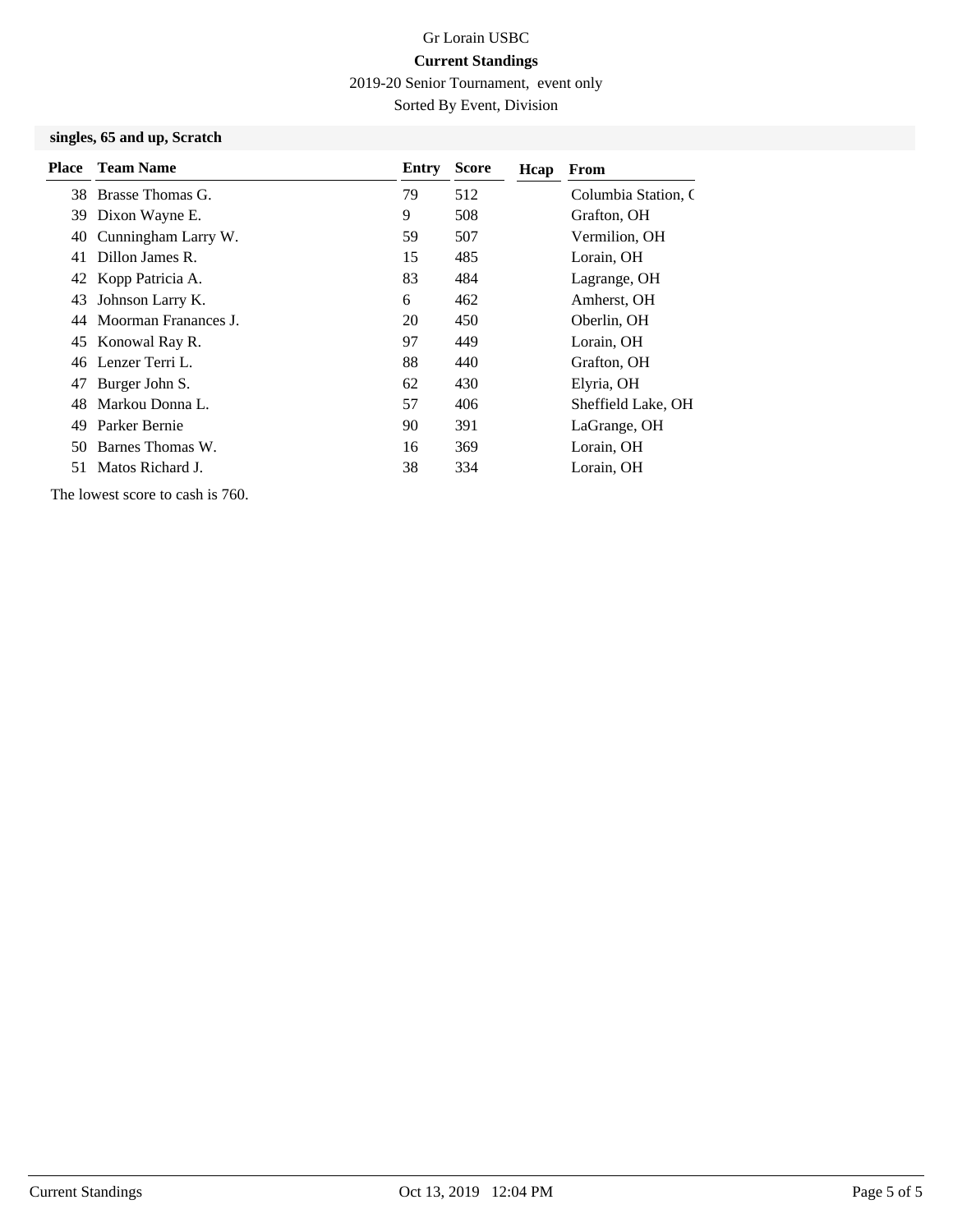Gr Lorain USBC

**Current Standings**

2019-20 Senior Tournament, event only

Sorted By Event, Division

**singles, 65 and up, Scratch**

| Place | Team Name | Entry | Score | Hcap | From |
|---|---|---|---|---|---|
| 38 | Brasse Thomas G. | 79 | 512 | | Columbia Station, ( |
| 39 | Dixon Wayne E. | 9 | 508 | | Grafton, OH |
| 40 | Cunningham Larry W. | 59 | 507 | | Vermilion, OH |
| 41 | Dillon James R. | 15 | 485 | | Lorain, OH |
| 42 | Kopp Patricia A. | 83 | 484 | | Lagrange, OH |
| 43 | Johnson Larry K. | 6 | 462 | | Amherst, OH |
| 44 | Moorman Franances J. | 20 | 450 | | Oberlin, OH |
| 45 | Konowal Ray R. | 97 | 449 | | Lorain, OH |
| 46 | Lenzer Terri L. | 88 | 440 | | Grafton, OH |
| 47 | Burger John S. | 62 | 430 | | Elyria, OH |
| 48 | Markou Donna L. | 57 | 406 | | Sheffield Lake, OH |
| 49 | Parker Bernie | 90 | 391 | | LaGrange, OH |
| 50 | Barnes Thomas W. | 16 | 369 | | Lorain, OH |
| 51 | Matos Richard J. | 38 | 334 | | Lorain, OH |

The lowest score to cash is 760.